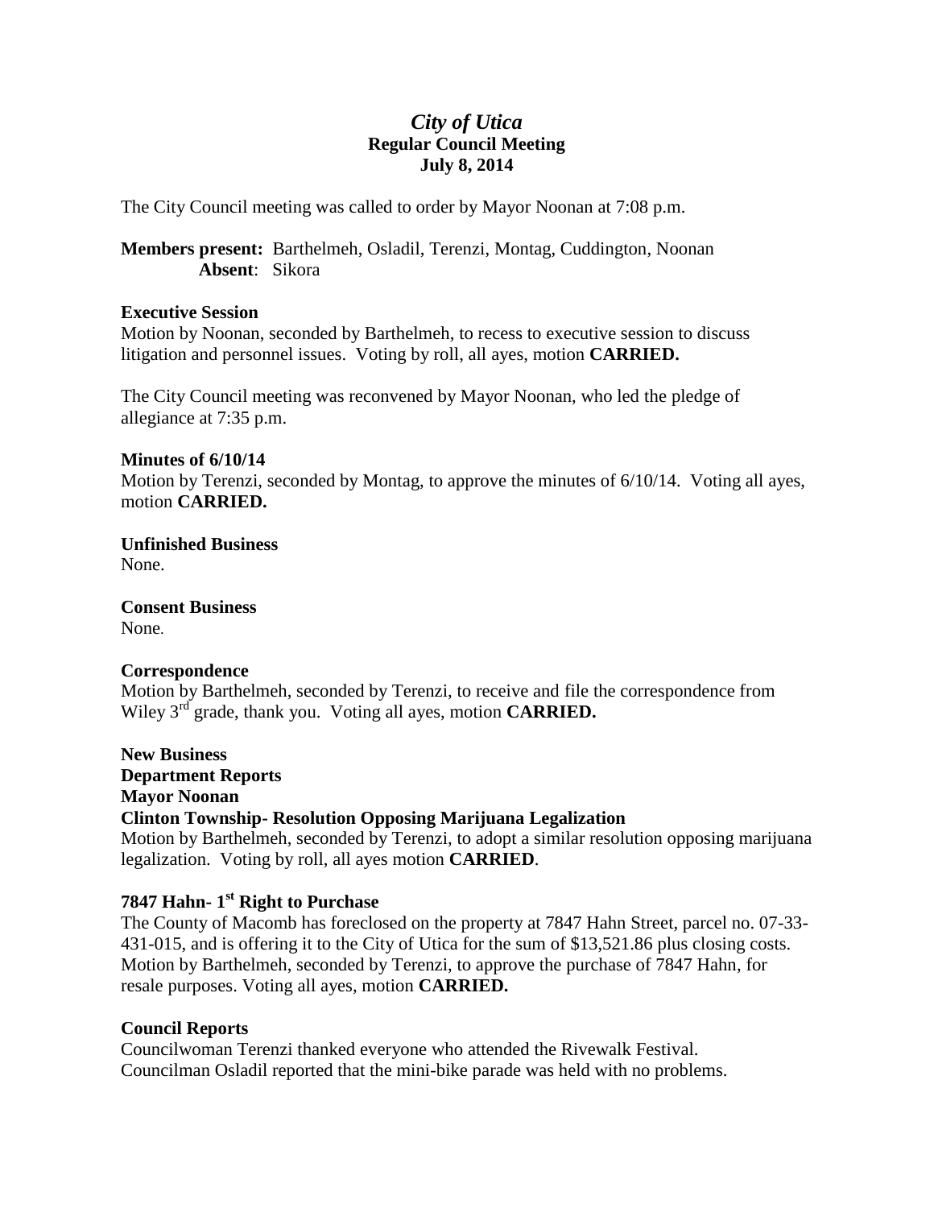# *City of Utica*
## Regular Council Meeting
## July 8, 2014

The City Council meeting was called to order by Mayor Noonan at 7:08 p.m.

**Members present:** Barthelmeh, Osladil, Terenzi, Montag, Cuddington, Noonan
**Absent**: Sikora

**Executive Session**
Motion by Noonan, seconded by Barthelmeh, to recess to executive session to discuss litigation and personnel issues. Voting by roll, all ayes, motion **CARRIED.**

The City Council meeting was reconvened by Mayor Noonan, who led the pledge of allegiance at 7:35 p.m.

**Minutes of 6/10/14**
Motion by Terenzi, seconded by Montag, to approve the minutes of 6/10/14. Voting all ayes, motion **CARRIED.**

**Unfinished Business**
None.

**Consent Business**
None.

**Correspondence**
Motion by Barthelmeh, seconded by Terenzi, to receive and file the correspondence from Wiley 3rd grade, thank you. Voting all ayes, motion **CARRIED.**

**New Business**
**Department Reports**
**Mayor Noonan**
**Clinton Township- Resolution Opposing Marijuana Legalization**
Motion by Barthelmeh, seconded by Terenzi, to adopt a similar resolution opposing marijuana legalization. Voting by roll, all ayes motion **CARRIED**.

**7847 Hahn- 1st Right to Purchase**
The County of Macomb has foreclosed on the property at 7847 Hahn Street, parcel no. 07-33-431-015, and is offering it to the City of Utica for the sum of $13,521.86 plus closing costs. Motion by Barthelmeh, seconded by Terenzi, to approve the purchase of 7847 Hahn, for resale purposes. Voting all ayes, motion **CARRIED.**

**Council Reports**
Councilwoman Terenzi thanked everyone who attended the Rivewalk Festival.
Councilman Osladil reported that the mini-bike parade was held with no problems.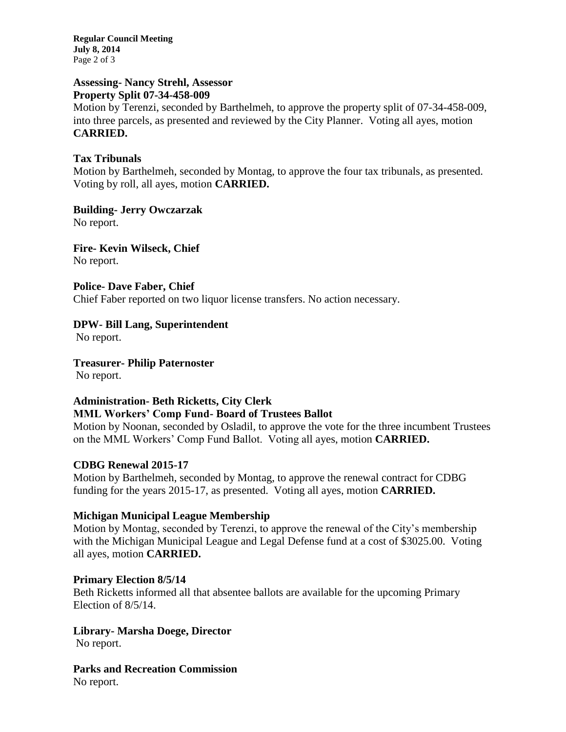**Assessing- Nancy Strehl, Assessor**
**Property Split 07-34-458-009**

Motion by Terenzi, seconded by Barthelmeh, to approve the property split of 07-34-458-009, into three parcels, as presented and reviewed by the City Planner. Voting all ayes, motion **CARRIED.**

**Tax Tribunals**

Motion by Barthelmeh, seconded by Montag, to approve the four tax tribunals, as presented. Voting by roll, all ayes, motion **CARRIED.**

**Building- Jerry Owczarzak**

No report.

**Fire- Kevin Wilseck, Chief**

No report.

**Police- Dave Faber, Chief**

Chief Faber reported on two liquor license transfers. No action necessary.

**DPW- Bill Lang, Superintendent**

No report.

**Treasurer- Philip Paternoster**

No report.

**Administration- Beth Ricketts, City Clerk**
**MML Workers' Comp Fund- Board of Trustees Ballot**

Motion by Noonan, seconded by Osladil, to approve the vote for the three incumbent Trustees on the MML Workers' Comp Fund Ballot. Voting all ayes, motion **CARRIED.**

**CDBG Renewal 2015-17**

Motion by Barthelmeh, seconded by Montag, to approve the renewal contract for CDBG funding for the years 2015-17, as presented. Voting all ayes, motion **CARRIED.**

**Michigan Municipal League Membership**

Motion by Montag, seconded by Terenzi, to approve the renewal of the City's membership with the Michigan Municipal League and Legal Defense fund at a cost of $3025.00. Voting all ayes, motion **CARRIED.**

**Primary Election 8/5/14**

Beth Ricketts informed all that absentee ballots are available for the upcoming Primary Election of 8/5/14.

**Library- Marsha Doege, Director**

No report.

**Parks and Recreation Commission**

No report.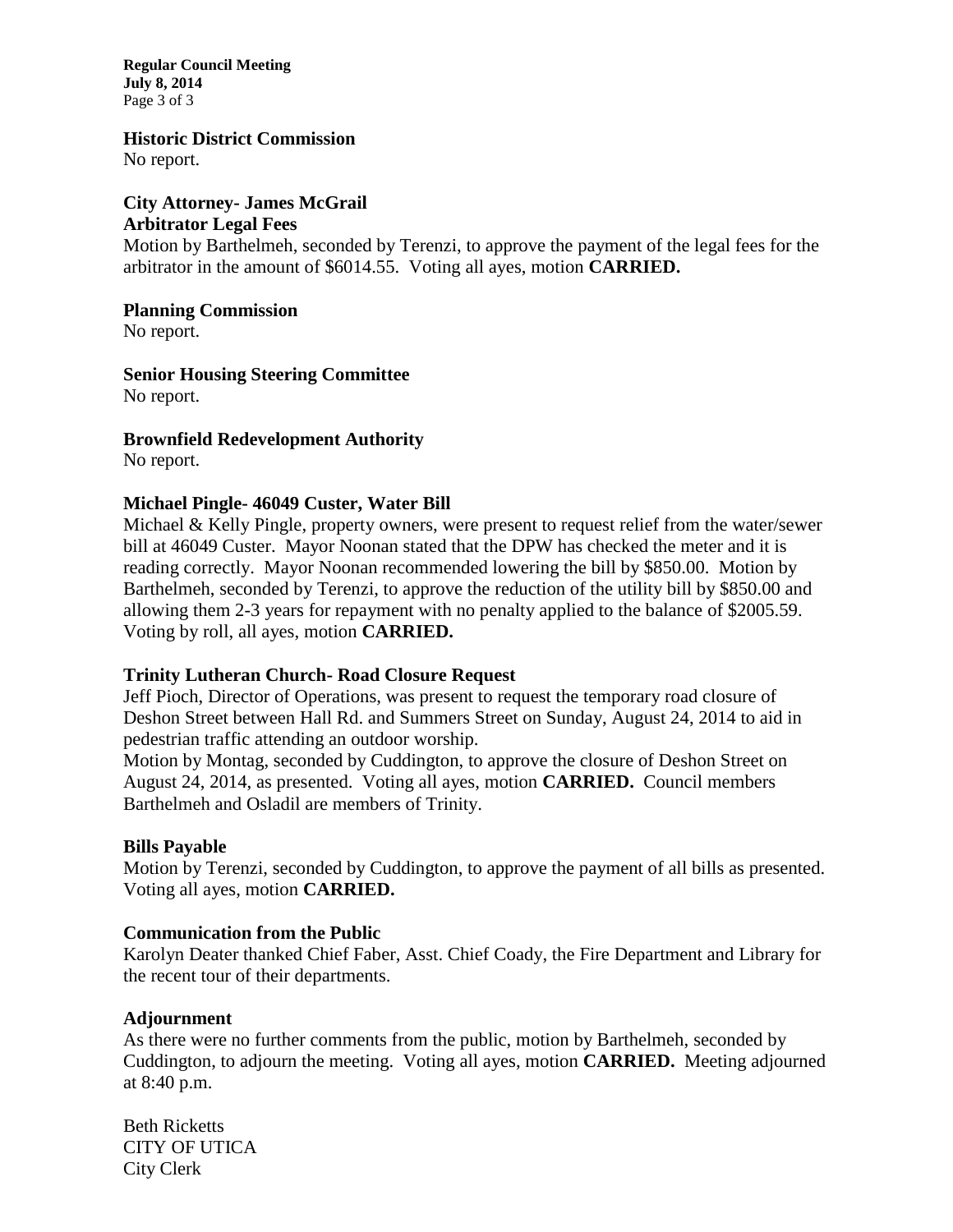**Historic District Commission**
No report.

**City Attorney- James McGrail**
**Arbitrator Legal Fees**
Motion by Barthelmeh, seconded by Terenzi, to approve the payment of the legal fees for the arbitrator in the amount of $6014.55. Voting all ayes, motion **CARRIED.**

**Planning Commission**
No report.

**Senior Housing Steering Committee**
No report.

**Brownfield Redevelopment Authority**
No report.

**Michael Pingle- 46049 Custer, Water Bill**
Michael & Kelly Pingle, property owners, were present to request relief from the water/sewer bill at 46049 Custer. Mayor Noonan stated that the DPW has checked the meter and it is reading correctly. Mayor Noonan recommended lowering the bill by $850.00. Motion by Barthelmeh, seconded by Terenzi, to approve the reduction of the utility bill by $850.00 and allowing them 2-3 years for repayment with no penalty applied to the balance of $2005.59. Voting by roll, all ayes, motion **CARRIED.**

**Trinity Lutheran Church- Road Closure Request**
Jeff Pioch, Director of Operations, was present to request the temporary road closure of Deshon Street between Hall Rd. and Summers Street on Sunday, August 24, 2014 to aid in pedestrian traffic attending an outdoor worship.
Motion by Montag, seconded by Cuddington, to approve the closure of Deshon Street on August 24, 2014, as presented. Voting all ayes, motion **CARRIED.** Council members Barthelmeh and Osladil are members of Trinity.

**Bills Payable**
Motion by Terenzi, seconded by Cuddington, to approve the payment of all bills as presented. Voting all ayes, motion **CARRIED.**

**Communication from the Public**
Karolyn Deater thanked Chief Faber, Asst. Chief Coady, the Fire Department and Library for the recent tour of their departments.

**Adjournment**
As there were no further comments from the public, motion by Barthelmeh, seconded by Cuddington, to adjourn the meeting. Voting all ayes, motion **CARRIED.** Meeting adjourned at 8:40 p.m.

Beth Ricketts
CITY OF UTICA
City Clerk